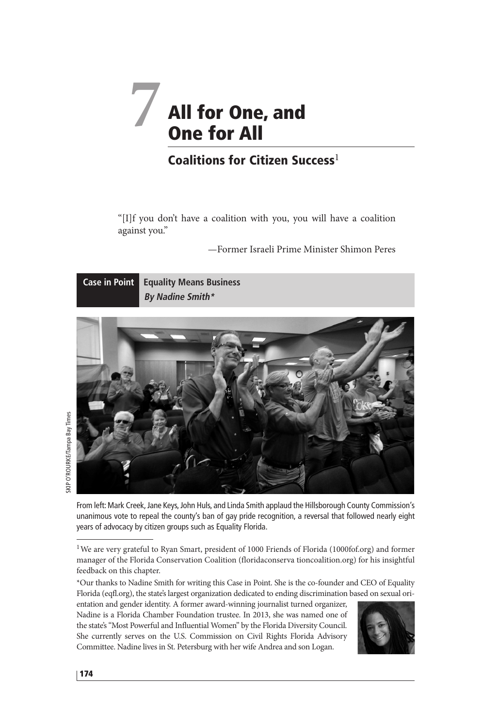# 7 All for One, and One for All

## Coalitions for Citizen Success[1]

"[I]f you don't have a coalition with you, you will have a coalition against you."

—Former Israeli Prime Minister Shimon Peres

**Case in Point** **Equality Means Business**
***By Nadine Smith****

SKIP O'ROURKE/Tampa Bay Times

From left: Mark Creek, Jane Keys, John Huls, and Linda Smith applaud the Hillsborough County Commission's unanimous vote to repeal the county's ban of gay pride recognition, a reversal that followed nearly eight years of advocacy by citizen groups such as Equality Florida.

---

[1] We are very grateful to Ryan Smart, president of 1000 Friends of Florida (1000fof.org) and former manager of the Florida Conservation Coalition (floridaconserva tioncoalition.org) for his insightful feedback on this chapter.

*Our thanks to Nadine Smith for writing this Case in Point. She is the co-founder and CEO of Equality Florida (eqfl.org), the state's largest organization dedicated to ending discrimination based on sexual orientation and gender identity. A former award-winning journalist turned organizer, Nadine is a Florida Chamber Foundation trustee. In 2013, she was named one of the state's "Most Powerful and Influential Women" by the Florida Diversity Council. She currently serves on the U.S. Commission on Civil Rights Florida Advisory Committee. Nadine lives in St. Petersburg with her wife Andrea and son Logan.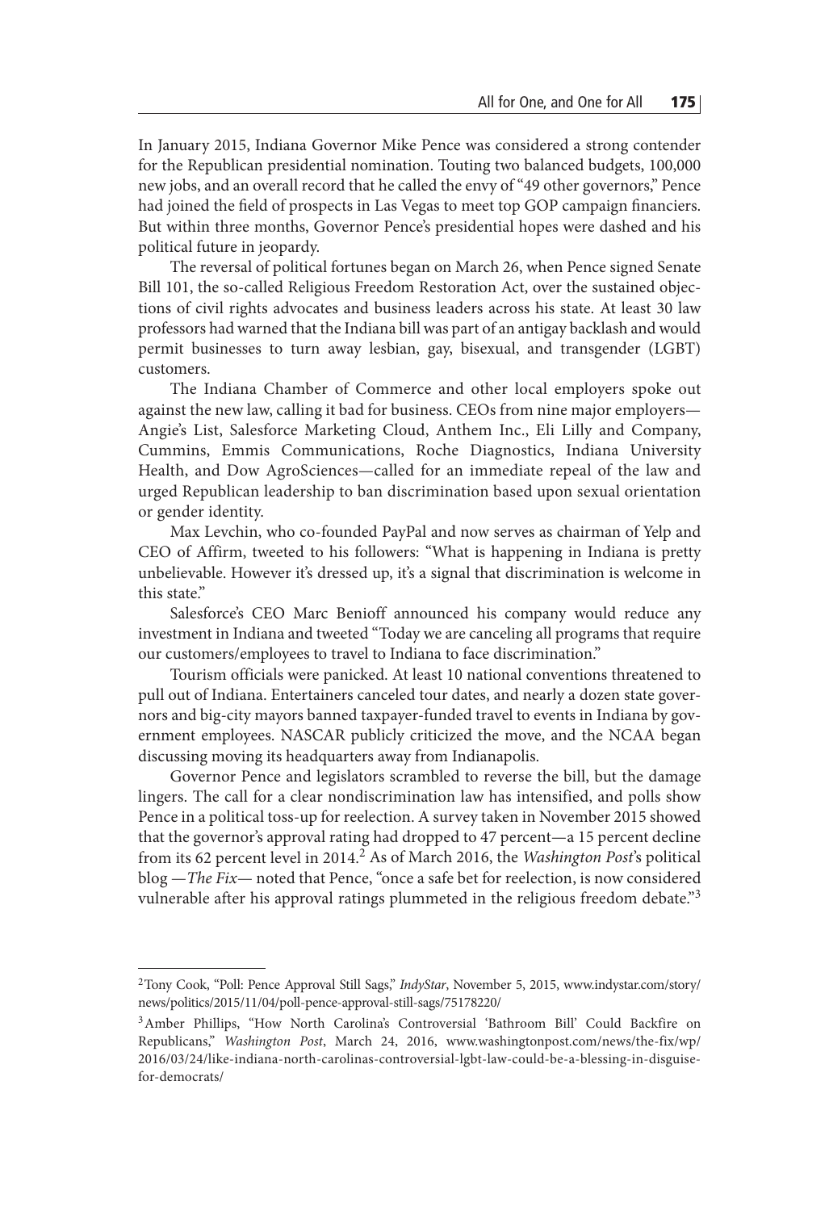In January 2015, Indiana Governor Mike Pence was considered a strong contender for the Republican presidential nomination. Touting two balanced budgets, 100,000 new jobs, and an overall record that he called the envy of "49 other governors," Pence had joined the field of prospects in Las Vegas to meet top GOP campaign financiers. But within three months, Governor Pence's presidential hopes were dashed and his political future in jeopardy.

The reversal of political fortunes began on March 26, when Pence signed Senate Bill 101, the so-called Religious Freedom Restoration Act, over the sustained objections of civil rights advocates and business leaders across his state. At least 30 law professors had warned that the Indiana bill was part of an antigay backlash and would permit businesses to turn away lesbian, gay, bisexual, and transgender (LGBT) customers.

The Indiana Chamber of Commerce and other local employers spoke out against the new law, calling it bad for business. CEOs from nine major employers—Angie's List, Salesforce Marketing Cloud, Anthem Inc., Eli Lilly and Company, Cummins, Emmis Communications, Roche Diagnostics, Indiana University Health, and Dow AgroSciences—called for an immediate repeal of the law and urged Republican leadership to ban discrimination based upon sexual orientation or gender identity.

Max Levchin, who co-founded PayPal and now serves as chairman of Yelp and CEO of Affirm, tweeted to his followers: "What is happening in Indiana is pretty unbelievable. However it's dressed up, it's a signal that discrimination is welcome in this state."

Salesforce's CEO Marc Benioff announced his company would reduce any investment in Indiana and tweeted "Today we are canceling all programs that require our customers/employees to travel to Indiana to face discrimination."

Tourism officials were panicked. At least 10 national conventions threatened to pull out of Indiana. Entertainers canceled tour dates, and nearly a dozen state governors and big-city mayors banned taxpayer-funded travel to events in Indiana by government employees. NASCAR publicly criticized the move, and the NCAA began discussing moving its headquarters away from Indianapolis.

Governor Pence and legislators scrambled to reverse the bill, but the damage lingers. The call for a clear nondiscrimination law has intensified, and polls show Pence in a political toss-up for reelection. A survey taken in November 2015 showed that the governor's approval rating had dropped to 47 percent—a 15 percent decline from its 62 percent level in 2014.[2] As of March 2016, the *Washington Post*'s political blog —*The Fix*— noted that Pence, "once a safe bet for reelection, is now considered vulnerable after his approval ratings plummeted in the religious freedom debate."[3]

---

[2] Tony Cook, "Poll: Pence Approval Still Sags," *IndyStar*, November 5, 2015, www.indystar.com/story/news/politics/2015/11/04/poll-pence-approval-still-sags/75178220/

[3] Amber Phillips, "How North Carolina's Controversial 'Bathroom Bill' Could Backfire on Republicans," *Washington Post*, March 24, 2016, www.washingtonpost.com/news/the-fix/wp/2016/03/24/like-indiana-north-carolinas-controversial-lgbt-law-could-be-a-blessing-in-disguise-for-democrats/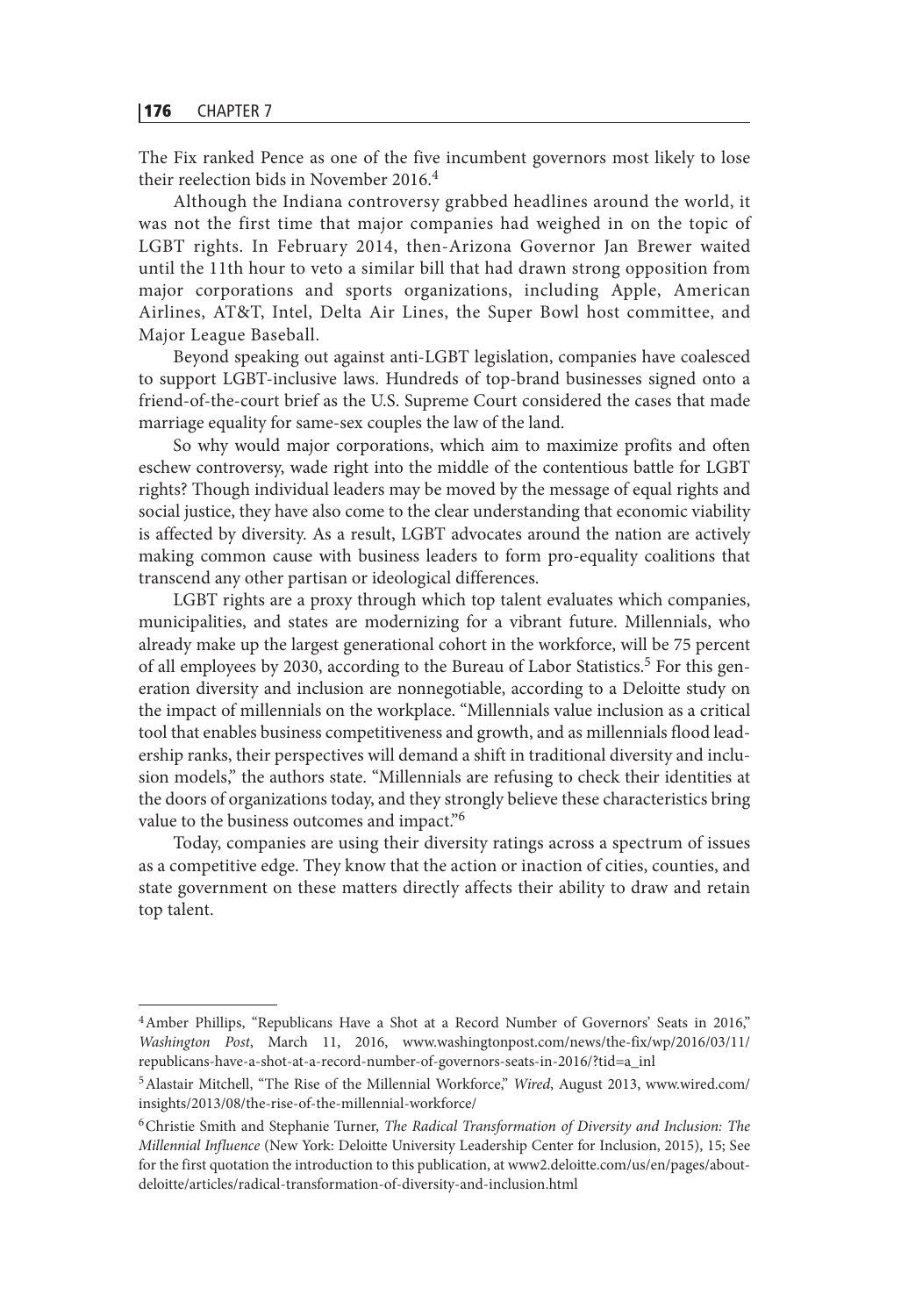The Fix ranked Pence as one of the five incumbent governors most likely to lose their reelection bids in November 2016.[4]

Although the Indiana controversy grabbed headlines around the world, it was not the first time that major companies had weighed in on the topic of LGBT rights. In February 2014, then-Arizona Governor Jan Brewer waited until the 11th hour to veto a similar bill that had drawn strong opposition from major corporations and sports organizations, including Apple, American Airlines, AT&T, Intel, Delta Air Lines, the Super Bowl host committee, and Major League Baseball.

Beyond speaking out against anti-LGBT legislation, companies have coalesced to support LGBT-inclusive laws. Hundreds of top-brand businesses signed onto a friend-of-the-court brief as the U.S. Supreme Court considered the cases that made marriage equality for same-sex couples the law of the land.

So why would major corporations, which aim to maximize profits and often eschew controversy, wade right into the middle of the contentious battle for LGBT rights? Though individual leaders may be moved by the message of equal rights and social justice, they have also come to the clear understanding that economic viability is affected by diversity. As a result, LGBT advocates around the nation are actively making common cause with business leaders to form pro-equality coalitions that transcend any other partisan or ideological differences.

LGBT rights are a proxy through which top talent evaluates which companies, municipalities, and states are modernizing for a vibrant future. Millennials, who already make up the largest generational cohort in the workforce, will be 75 percent of all employees by 2030, according to the Bureau of Labor Statistics.[5] For this generation diversity and inclusion are nonnegotiable, according to a Deloitte study on the impact of millennials on the workplace. "Millennials value inclusion as a critical tool that enables business competitiveness and growth, and as millennials flood leadership ranks, their perspectives will demand a shift in traditional diversity and inclusion models," the authors state. "Millennials are refusing to check their identities at the doors of organizations today, and they strongly believe these characteristics bring value to the business outcomes and impact."[6]

Today, companies are using their diversity ratings across a spectrum of issues as a competitive edge. They know that the action or inaction of cities, counties, and state government on these matters directly affects their ability to draw and retain top talent.

---

[4] Amber Phillips, "Republicans Have a Shot at a Record Number of Governors' Seats in 2016," *Washington Post*, March 11, 2016, www.washingtonpost.com/news/the-fix/wp/2016/03/11/republicans-have-a-shot-at-a-record-number-of-governors-seats-in-2016/?tid=a_inl

[5] Alastair Mitchell, "The Rise of the Millennial Workforce," *Wired*, August 2013, www.wired.com/insights/2013/08/the-rise-of-the-millennial-workforce/

[6] Christie Smith and Stephanie Turner, *The Radical Transformation of Diversity and Inclusion: The Millennial Influence* (New York: Deloitte University Leadership Center for Inclusion, 2015), 15; See for the first quotation the introduction to this publication, at www2.deloitte.com/us/en/pages/about-deloitte/articles/radical-transformation-of-diversity-and-inclusion.html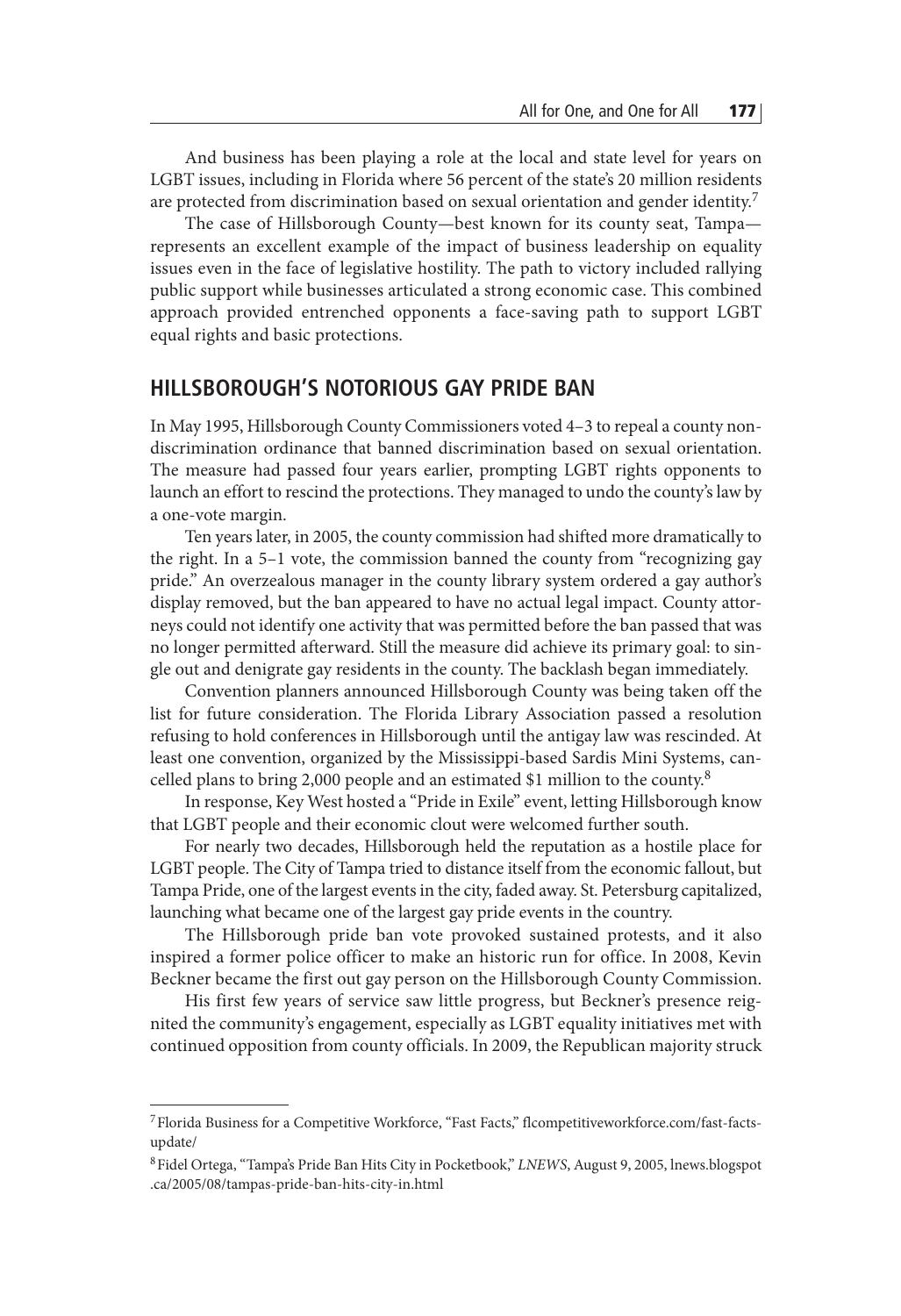And business has been playing a role at the local and state level for years on LGBT issues, including in Florida where 56 percent of the state's 20 million residents are protected from discrimination based on sexual orientation and gender identity.[7]

The case of Hillsborough County—best known for its county seat, Tampa—represents an excellent example of the impact of business leadership on equality issues even in the face of legislative hostility. The path to victory included rallying public support while businesses articulated a strong economic case. This combined approach provided entrenched opponents a face-saving path to support LGBT equal rights and basic protections.

## HILLSBOROUGH'S NOTORIOUS GAY PRIDE BAN

In May 1995, Hillsborough County Commissioners voted 4–3 to repeal a county nondiscrimination ordinance that banned discrimination based on sexual orientation. The measure had passed four years earlier, prompting LGBT rights opponents to launch an effort to rescind the protections. They managed to undo the county's law by a one-vote margin.

Ten years later, in 2005, the county commission had shifted more dramatically to the right. In a 5–1 vote, the commission banned the county from "recognizing gay pride." An overzealous manager in the county library system ordered a gay author's display removed, but the ban appeared to have no actual legal impact. County attorneys could not identify one activity that was permitted before the ban passed that was no longer permitted afterward. Still the measure did achieve its primary goal: to single out and denigrate gay residents in the county. The backlash began immediately.

Convention planners announced Hillsborough County was being taken off the list for future consideration. The Florida Library Association passed a resolution refusing to hold conferences in Hillsborough until the antigay law was rescinded. At least one convention, organized by the Mississippi-based Sardis Mini Systems, cancelled plans to bring 2,000 people and an estimated $1 million to the county.[8]

In response, Key West hosted a "Pride in Exile" event, letting Hillsborough know that LGBT people and their economic clout were welcomed further south.

For nearly two decades, Hillsborough held the reputation as a hostile place for LGBT people. The City of Tampa tried to distance itself from the economic fallout, but Tampa Pride, one of the largest events in the city, faded away. St. Petersburg capitalized, launching what became one of the largest gay pride events in the country.

The Hillsborough pride ban vote provoked sustained protests, and it also inspired a former police officer to make an historic run for office. In 2008, Kevin Beckner became the first out gay person on the Hillsborough County Commission.

His first few years of service saw little progress, but Beckner's presence reignited the community's engagement, especially as LGBT equality initiatives met with continued opposition from county officials. In 2009, the Republican majority struck

---

[7] Florida Business for a Competitive Workforce, "Fast Facts," flcompetitiveworkforce.com/fast-facts-update/

[8] Fidel Ortega, "Tampa's Pride Ban Hits City in Pocketbook," *LNEWS*, August 9, 2005, lnews.blogspot.ca/2005/08/tampas-pride-ban-hits-city-in.html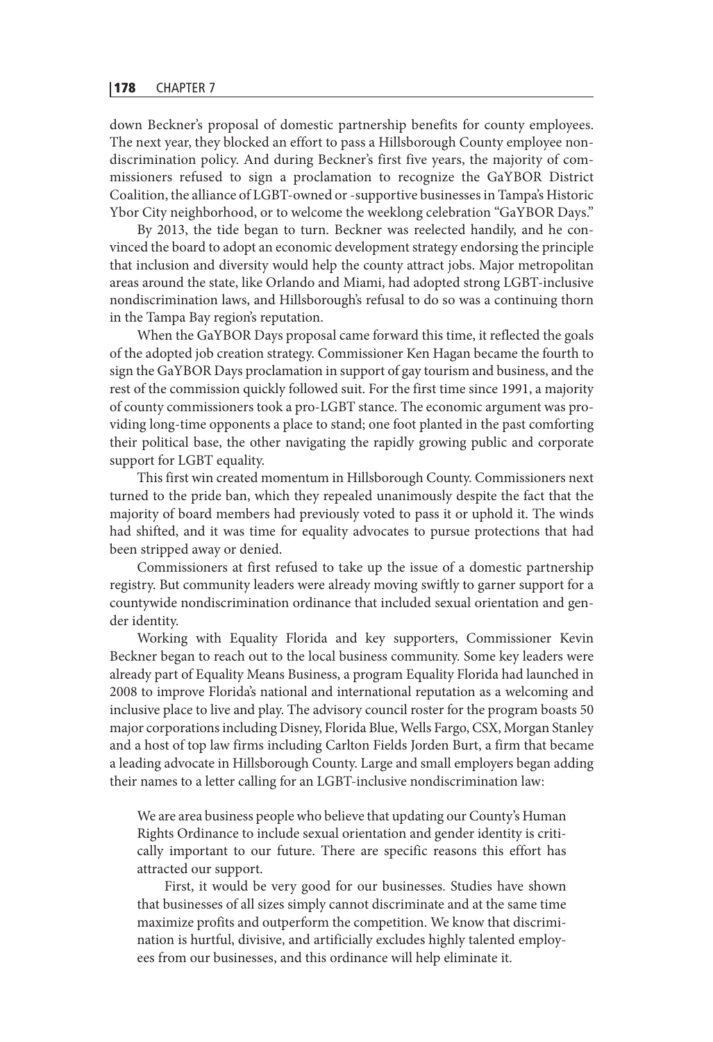down Beckner's proposal of domestic partnership benefits for county employees. The next year, they blocked an effort to pass a Hillsborough County employee nondiscrimination policy. And during Beckner's first five years, the majority of commissioners refused to sign a proclamation to recognize the GaYBOR District Coalition, the alliance of LGBT-owned or -supportive businesses in Tampa's Historic Ybor City neighborhood, or to welcome the weeklong celebration "GaYBOR Days."

By 2013, the tide began to turn. Beckner was reelected handily, and he convinced the board to adopt an economic development strategy endorsing the principle that inclusion and diversity would help the county attract jobs. Major metropolitan areas around the state, like Orlando and Miami, had adopted strong LGBT-inclusive nondiscrimination laws, and Hillsborough's refusal to do so was a continuing thorn in the Tampa Bay region's reputation.

When the GaYBOR Days proposal came forward this time, it reflected the goals of the adopted job creation strategy. Commissioner Ken Hagan became the fourth to sign the GaYBOR Days proclamation in support of gay tourism and business, and the rest of the commission quickly followed suit. For the first time since 1991, a majority of county commissioners took a pro-LGBT stance. The economic argument was providing long-time opponents a place to stand; one foot planted in the past comforting their political base, the other navigating the rapidly growing public and corporate support for LGBT equality.

This first win created momentum in Hillsborough County. Commissioners next turned to the pride ban, which they repealed unanimously despite the fact that the majority of board members had previously voted to pass it or uphold it. The winds had shifted, and it was time for equality advocates to pursue protections that had been stripped away or denied.

Commissioners at first refused to take up the issue of a domestic partnership registry. But community leaders were already moving swiftly to garner support for a countywide nondiscrimination ordinance that included sexual orientation and gender identity.

Working with Equality Florida and key supporters, Commissioner Kevin Beckner began to reach out to the local business community. Some key leaders were already part of Equality Means Business, a program Equality Florida had launched in 2008 to improve Florida's national and international reputation as a welcoming and inclusive place to live and play. The advisory council roster for the program boasts 50 major corporations including Disney, Florida Blue, Wells Fargo, CSX, Morgan Stanley and a host of top law firms including Carlton Fields Jorden Burt, a firm that became a leading advocate in Hillsborough County. Large and small employers began adding their names to a letter calling for an LGBT-inclusive nondiscrimination law:

> We are area business people who believe that updating our County's Human Rights Ordinance to include sexual orientation and gender identity is critically important to our future. There are specific reasons this effort has attracted our support.
>
> First, it would be very good for our businesses. Studies have shown that businesses of all sizes simply cannot discriminate and at the same time maximize profits and outperform the competition. We know that discrimination is hurtful, divisive, and artificially excludes highly talented employees from our businesses, and this ordinance will help eliminate it.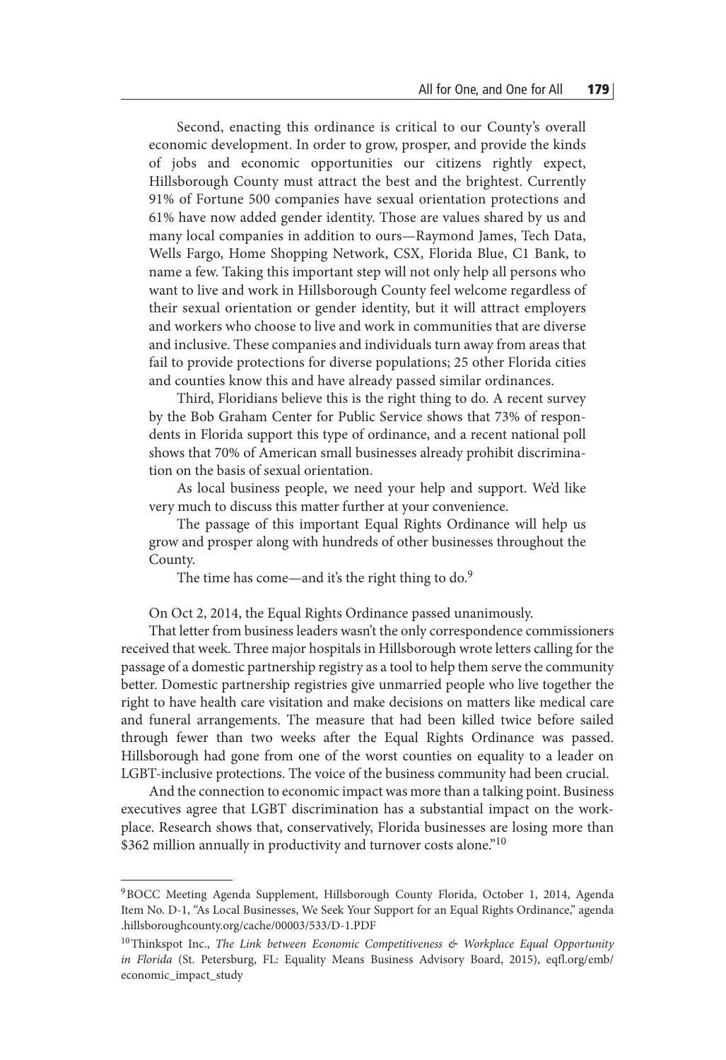Second, enacting this ordinance is critical to our County's overall economic development. In order to grow, prosper, and provide the kinds of jobs and economic opportunities our citizens rightly expect, Hillsborough County must attract the best and the brightest. Currently 91% of Fortune 500 companies have sexual orientation protections and 61% have now added gender identity. Those are values shared by us and many local companies in addition to ours—Raymond James, Tech Data, Wells Fargo, Home Shopping Network, CSX, Florida Blue, C1 Bank, to name a few. Taking this important step will not only help all persons who want to live and work in Hillsborough County feel welcome regardless of their sexual orientation or gender identity, but it will attract employers and workers who choose to live and work in communities that are diverse and inclusive. These companies and individuals turn away from areas that fail to provide protections for diverse populations; 25 other Florida cities and counties know this and have already passed similar ordinances.

Third, Floridians believe this is the right thing to do. A recent survey by the Bob Graham Center for Public Service shows that 73% of respondents in Florida support this type of ordinance, and a recent national poll shows that 70% of American small businesses already prohibit discrimination on the basis of sexual orientation.

As local business people, we need your help and support. We'd like very much to discuss this matter further at your convenience.

The passage of this important Equal Rights Ordinance will help us grow and prosper along with hundreds of other businesses throughout the County.

The time has come—and it's the right thing to do.[9]

On Oct 2, 2014, the Equal Rights Ordinance passed unanimously.

That letter from business leaders wasn't the only correspondence commissioners received that week. Three major hospitals in Hillsborough wrote letters calling for the passage of a domestic partnership registry as a tool to help them serve the community better. Domestic partnership registries give unmarried people who live together the right to have health care visitation and make decisions on matters like medical care and funeral arrangements. The measure that had been killed twice before sailed through fewer than two weeks after the Equal Rights Ordinance was passed. Hillsborough had gone from one of the worst counties on equality to a leader on LGBT-inclusive protections. The voice of the business community had been crucial.

And the connection to economic impact was more than a talking point. Business executives agree that LGBT discrimination has a substantial impact on the workplace. Research shows that, conservatively, Florida businesses are losing more than \$362 million annually in productivity and turnover costs alone."[10]

---

[9] BOCC Meeting Agenda Supplement, Hillsborough County Florida, October 1, 2014, Agenda Item No. D-1, "As Local Businesses, We Seek Your Support for an Equal Rights Ordinance," agenda.hillsboroughcounty.org/cache/00003/533/D-1.PDF

[10] Thinkspot Inc., *The Link between Economic Competitiveness & Workplace Equal Opportunity in Florida* (St. Petersburg, FL: Equality Means Business Advisory Board, 2015), eqfl.org/emb/economic_impact_study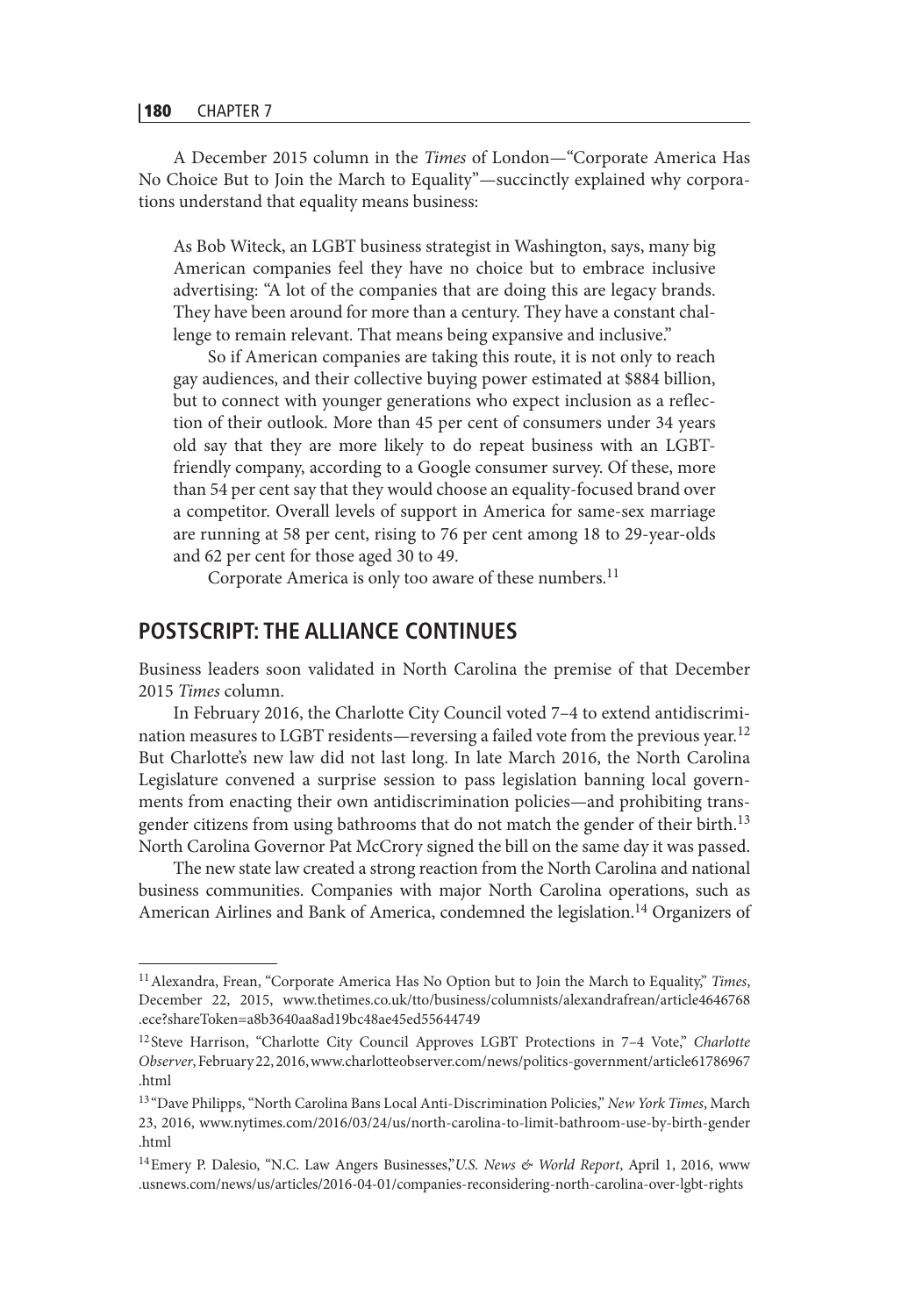A December 2015 column in the *Times* of London—"Corporate America Has No Choice But to Join the March to Equality"—succinctly explained why corporations understand that equality means business:

> As Bob Witeck, an LGBT business strategist in Washington, says, many big American companies feel they have no choice but to embrace inclusive advertising: "A lot of the companies that are doing this are legacy brands. They have been around for more than a century. They have a constant challenge to remain relevant. That means being expansive and inclusive."
>
> So if American companies are taking this route, it is not only to reach gay audiences, and their collective buying power estimated at $884 billion, but to connect with younger generations who expect inclusion as a reflection of their outlook. More than 45 per cent of consumers under 34 years old say that they are more likely to do repeat business with an LGBT-friendly company, according to a Google consumer survey. Of these, more than 54 per cent say that they would choose an equality-focused brand over a competitor. Overall levels of support in America for same-sex marriage are running at 58 per cent, rising to 76 per cent among 18 to 29-year-olds and 62 per cent for those aged 30 to 49.
>
> Corporate America is only too aware of these numbers.[11]

## POSTSCRIPT: THE ALLIANCE CONTINUES

Business leaders soon validated in North Carolina the premise of that December 2015 *Times* column.

In February 2016, the Charlotte City Council voted 7–4 to extend antidiscrimination measures to LGBT residents—reversing a failed vote from the previous year.[12] But Charlotte's new law did not last long. In late March 2016, the North Carolina Legislature convened a surprise session to pass legislation banning local governments from enacting their own antidiscrimination policies—and prohibiting transgender citizens from using bathrooms that do not match the gender of their birth.[13] North Carolina Governor Pat McCrory signed the bill on the same day it was passed.

The new state law created a strong reaction from the North Carolina and national business communities. Companies with major North Carolina operations, such as American Airlines and Bank of America, condemned the legislation.[14] Organizers of

---

[11] Alexandra, Frean, "Corporate America Has No Option but to Join the March to Equality," *Times*, December 22, 2015, www.thetimes.co.uk/tto/business/columnists/alexandrafrean/article4646768.ece?shareToken=a8b3640aa8ad19bc48ae45ed55644749

[12] Steve Harrison, "Charlotte City Council Approves LGBT Protections in 7–4 Vote," *Charlotte Observer*, February 22, 2016, www.charlotteobserver.com/news/politics-government/article61786967.html

[13] "Dave Philipps, "North Carolina Bans Local Anti-Discrimination Policies," *New York Times*, March 23, 2016, www.nytimes.com/2016/03/24/us/north-carolina-to-limit-bathroom-use-by-birth-gender.html

[14] Emery P. Dalesio, "N.C. Law Angers Businesses,"*U.S. News & World Report*, April 1, 2016, www.usnews.com/news/us/articles/2016-04-01/companies-reconsidering-north-carolina-over-lgbt-rights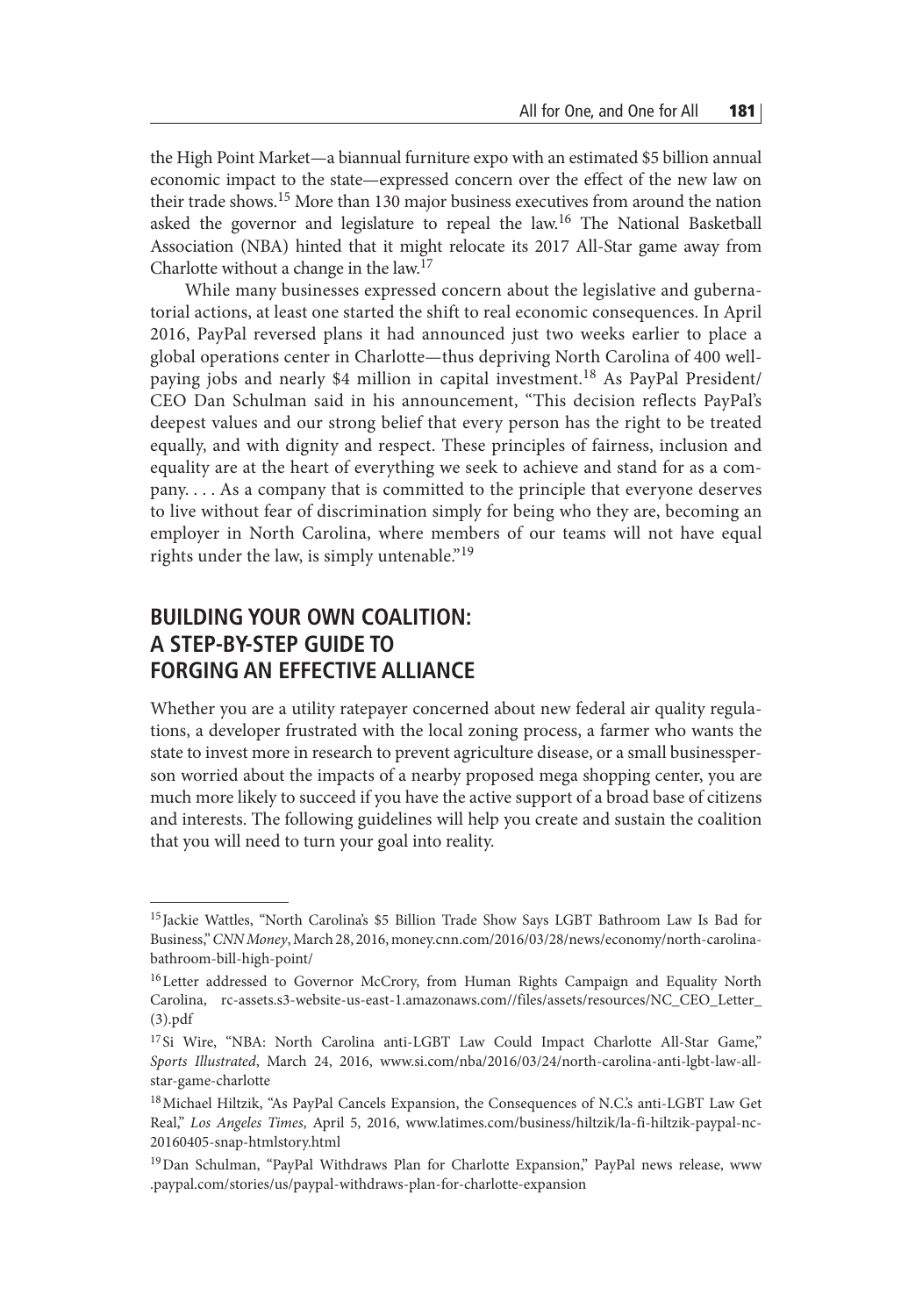the High Point Market—a biannual furniture expo with an estimated $5 billion annual economic impact to the state—expressed concern over the effect of the new law on their trade shows.[15] More than 130 major business executives from around the nation asked the governor and legislature to repeal the law.[16] The National Basketball Association (NBA) hinted that it might relocate its 2017 All-Star game away from Charlotte without a change in the law.[17]

While many businesses expressed concern about the legislative and gubernatorial actions, at least one started the shift to real economic consequences. In April 2016, PayPal reversed plans it had announced just two weeks earlier to place a global operations center in Charlotte—thus depriving North Carolina of 400 well-paying jobs and nearly $4 million in capital investment.[18] As PayPal President/CEO Dan Schulman said in his announcement, "This decision reflects PayPal's deepest values and our strong belief that every person has the right to be treated equally, and with dignity and respect. These principles of fairness, inclusion and equality are at the heart of everything we seek to achieve and stand for as a company. . . . As a company that is committed to the principle that everyone deserves to live without fear of discrimination simply for being who they are, becoming an employer in North Carolina, where members of our teams will not have equal rights under the law, is simply untenable."[19]

## BUILDING YOUR OWN COALITION: A STEP-BY-STEP GUIDE TO FORGING AN EFFECTIVE ALLIANCE

Whether you are a utility ratepayer concerned about new federal air quality regulations, a developer frustrated with the local zoning process, a farmer who wants the state to invest more in research to prevent agriculture disease, or a small businessperson worried about the impacts of a nearby proposed mega shopping center, you are much more likely to succeed if you have the active support of a broad base of citizens and interests. The following guidelines will help you create and sustain the coalition that you will need to turn your goal into reality.

---

[15] Jackie Wattles, "North Carolina's $5 Billion Trade Show Says LGBT Bathroom Law Is Bad for Business," *CNN Money*, March 28, 2016, money.cnn.com/2016/03/28/news/economy/north-carolina-bathroom-bill-high-point/

[16] Letter addressed to Governor McCrory, from Human Rights Campaign and Equality North Carolina, rc-assets.s3-website-us-east-1.amazonaws.com//files/assets/resources/NC_CEO_Letter_(3).pdf

[17] Si Wire, "NBA: North Carolina anti-LGBT Law Could Impact Charlotte All-Star Game," *Sports Illustrated*, March 24, 2016, www.si.com/nba/2016/03/24/north-carolina-anti-lgbt-law-all-star-game-charlotte

[18] Michael Hiltzik, "As PayPal Cancels Expansion, the Consequences of N.C.'s anti-LGBT Law Get Real," *Los Angeles Times*, April 5, 2016, www.latimes.com/business/hiltzik/la-fi-hiltzik-paypal-nc-20160405-snap-htmlstory.html

[19] Dan Schulman, "PayPal Withdraws Plan for Charlotte Expansion," PayPal news release, www.paypal.com/stories/us/paypal-withdraws-plan-for-charlotte-expansion